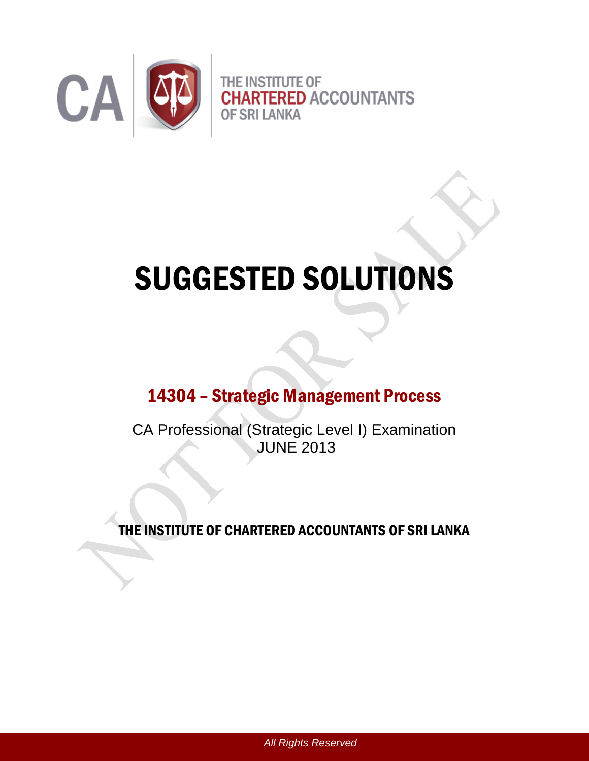THE INSTITUTE OF CHARTERED ACCOUNTANTS OF SRI LANKA

# SUGGESTED SOLUTIONS

## 14304 – Strategic Management Process

CA Professional (Strategic Level I) Examination
JUNE 2013

THE INSTITUTE OF CHARTERED ACCOUNTANTS OF SRI LANKA

*All Rights Reserved*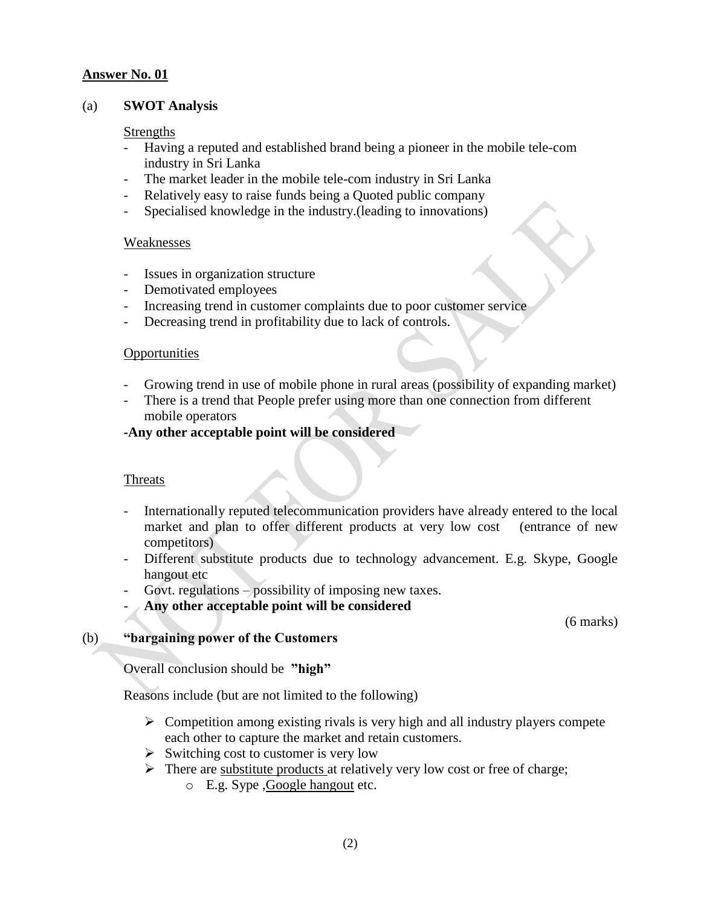## Answer No. 01

(a) **SWOT Analysis**

Strengths

- Having a reputed and established brand being a pioneer in the mobile tele-com industry in Sri Lanka
- The market leader in the mobile tele-com industry in Sri Lanka
- Relatively easy to raise funds being a Quoted public company
- Specialised knowledge in the industry.(leading to innovations)

Weaknesses

- Issues in organization structure
- Demotivated employees
- Increasing trend in customer complaints due to poor customer service
- Decreasing trend in profitability due to lack of controls.

Opportunities

- Growing trend in use of mobile phone in rural areas (possibility of expanding market)
- There is a trend that People prefer using more than one connection from different mobile operators

**-Any other acceptable point will be considered**

Threats

- Internationally reputed telecommunication providers have already entered to the local market and plan to offer different products at very low cost (entrance of new competitors)
- Different substitute products due to technology advancement. E.g. Skype, Google hangout etc
- Govt. regulations – possibility of imposing new taxes.
- **Any other acceptable point will be considered**

(6 marks)

(b) **"bargaining power of the Customers**

Overall conclusion should be **"high"**

Reasons include (but are not limited to the following)

- Competition among existing rivals is very high and all industry players compete each other to capture the market and retain customers.
- Switching cost to customer is very low
- There are substitute products at relatively very low cost or free of charge;
  - E.g. Sype ,Google hangout etc.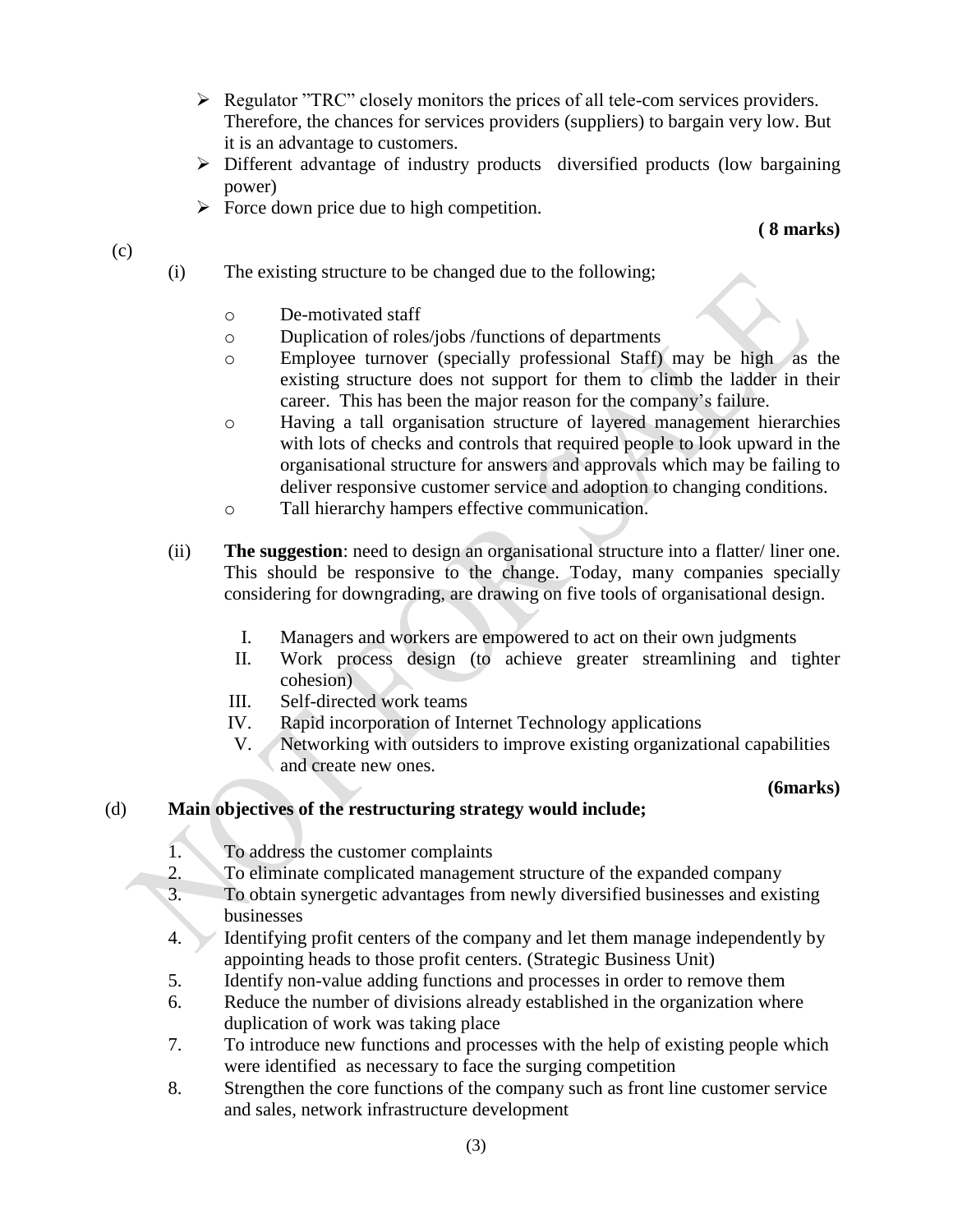- Regulator "TRC" closely monitors the prices of all tele-com services providers. Therefore, the chances for services providers (suppliers) to bargain very low. But it is an advantage to customers.
- Different advantage of industry products diversified products (low bargaining power)
- Force down price due to high competition.

**( 8 marks)**

(c)

(i) The existing structure to be changed due to the following;

- De-motivated staff
- Duplication of roles/jobs /functions of departments
- Employee turnover (specially professional Staff) may be high as the existing structure does not support for them to climb the ladder in their career. This has been the major reason for the company's failure.
- Having a tall organisation structure of layered management hierarchies with lots of checks and controls that required people to look upward in the organisational structure for answers and approvals which may be failing to deliver responsive customer service and adoption to changing conditions.
- Tall hierarchy hampers effective communication.

(ii) **The suggestion**: need to design an organisational structure into a flatter/ liner one. This should be responsive to the change. Today, many companies specially considering for downgrading, are drawing on five tools of organisational design.

I. Managers and workers are empowered to act on their own judgments
II. Work process design (to achieve greater streamlining and tighter cohesion)
III. Self-directed work teams
IV. Rapid incorporation of Internet Technology applications
V. Networking with outsiders to improve existing organizational capabilities and create new ones.

**(6marks)**

(d) **Main objectives of the restructuring strategy would include;**

1. To address the customer complaints
2. To eliminate complicated management structure of the expanded company
3. To obtain synergetic advantages from newly diversified businesses and existing businesses
4. Identifying profit centers of the company and let them manage independently by appointing heads to those profit centers. (Strategic Business Unit)
5. Identify non-value adding functions and processes in order to remove them
6. Reduce the number of divisions already established in the organization where duplication of work was taking place
7. To introduce new functions and processes with the help of existing people which were identified as necessary to face the surging competition
8. Strengthen the core functions of the company such as front line customer service and sales, network infrastructure development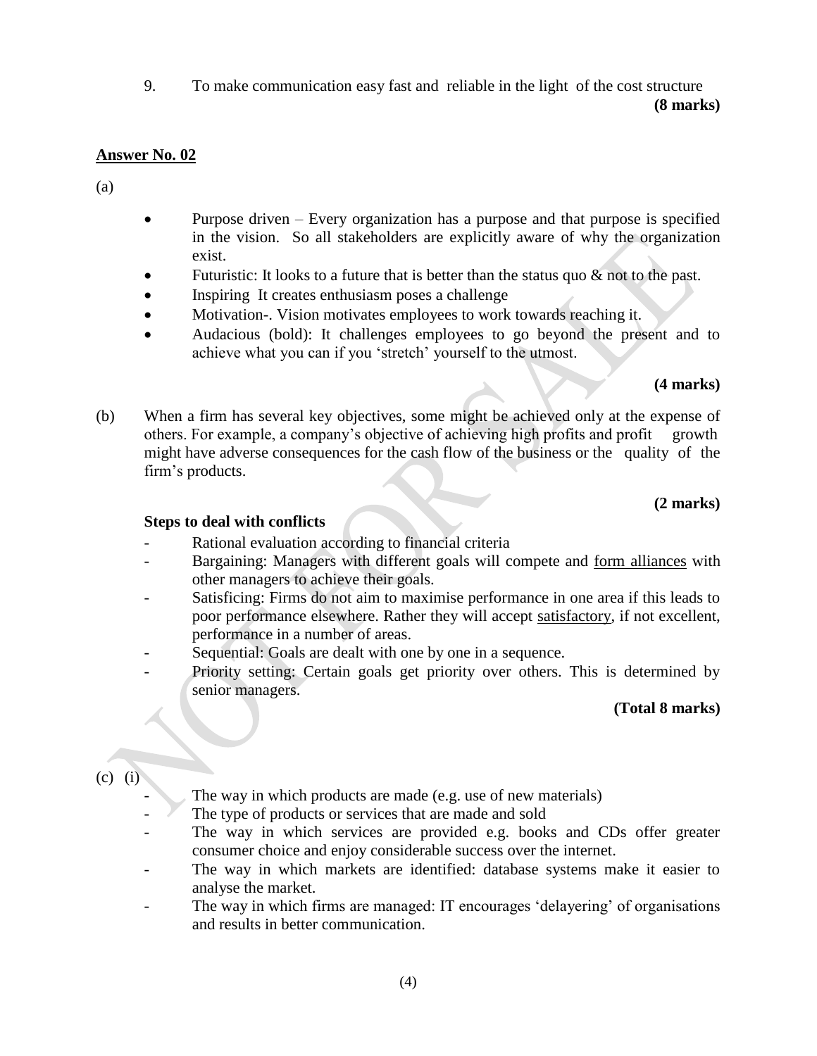9. To make communication easy fast and reliable in the light of the cost structure

**(8 marks)**

## Answer No. 02

(a)

- Purpose driven – Every organization has a purpose and that purpose is specified in the vision. So all stakeholders are explicitly aware of why the organization exist.
- Futuristic: It looks to a future that is better than the status quo & not to the past.
- Inspiring It creates enthusiasm poses a challenge
- Motivation-. Vision motivates employees to work towards reaching it.
- Audacious (bold): It challenges employees to go beyond the present and to achieve what you can if you 'stretch' yourself to the utmost.

**(4 marks)**

(b) When a firm has several key objectives, some might be achieved only at the expense of others. For example, a company's objective of achieving high profits and profit growth might have adverse consequences for the cash flow of the business or the quality of the firm's products.

**(2 marks)**

**Steps to deal with conflicts**

- Rational evaluation according to financial criteria
- Bargaining: Managers with different goals will compete and <u>form alliances</u> with other managers to achieve their goals.
- Satisficing: Firms do not aim to maximise performance in one area if this leads to poor performance elsewhere. Rather they will accept <u>satisfactory</u>, if not excellent, performance in a number of areas.
- Sequential: Goals are dealt with one by one in a sequence.
- Priority setting: Certain goals get priority over others. This is determined by senior managers.

**(Total 8 marks)**

(c) (i)

- The way in which products are made (e.g. use of new materials)
- The type of products or services that are made and sold
- The way in which services are provided e.g. books and CDs offer greater consumer choice and enjoy considerable success over the internet.
- The way in which markets are identified: database systems make it easier to analyse the market.
- The way in which firms are managed: IT encourages 'delayering' of organisations and results in better communication.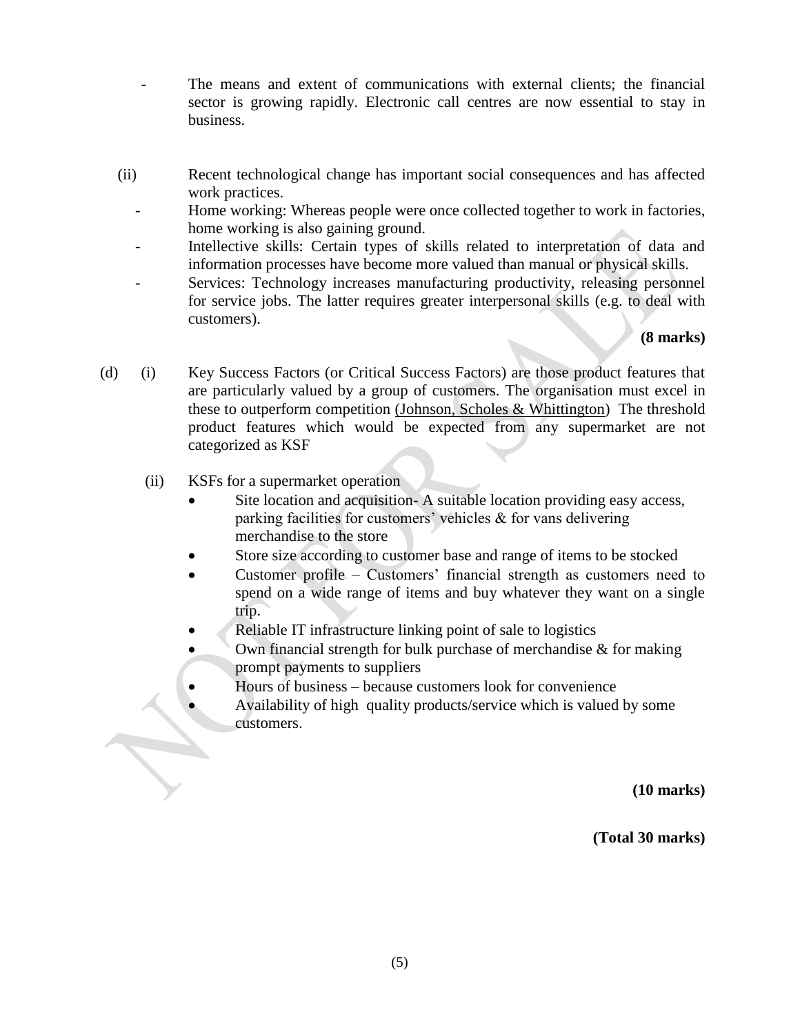- The means and extent of communications with external clients; the financial sector is growing rapidly. Electronic call centres are now essential to stay in business.

(ii) Recent technological change has important social consequences and has affected work practices.

- Home working: Whereas people were once collected together to work in factories, home working is also gaining ground.
- Intellective skills: Certain types of skills related to interpretation of data and information processes have become more valued than manual or physical skills.
- Services: Technology increases manufacturing productivity, releasing personnel for service jobs. The latter requires greater interpersonal skills (e.g. to deal with customers).

**(8 marks)**

(d) (i) Key Success Factors (or Critical Success Factors) are those product features that are particularly valued by a group of customers. The organisation must excel in these to outperform competition (Johnson, Scholes & Whittington) The threshold product features which would be expected from any supermarket are not categorized as KSF

(ii) KSFs for a supermarket operation

- Site location and acquisition- A suitable location providing easy access, parking facilities for customers' vehicles & for vans delivering merchandise to the store
- Store size according to customer base and range of items to be stocked
- Customer profile – Customers' financial strength as customers need to spend on a wide range of items and buy whatever they want on a single trip.
- Reliable IT infrastructure linking point of sale to logistics
- Own financial strength for bulk purchase of merchandise & for making prompt payments to suppliers
- Hours of business – because customers look for convenience
- Availability of high quality products/service which is valued by some customers.

**(10 marks)**

**(Total 30 marks)**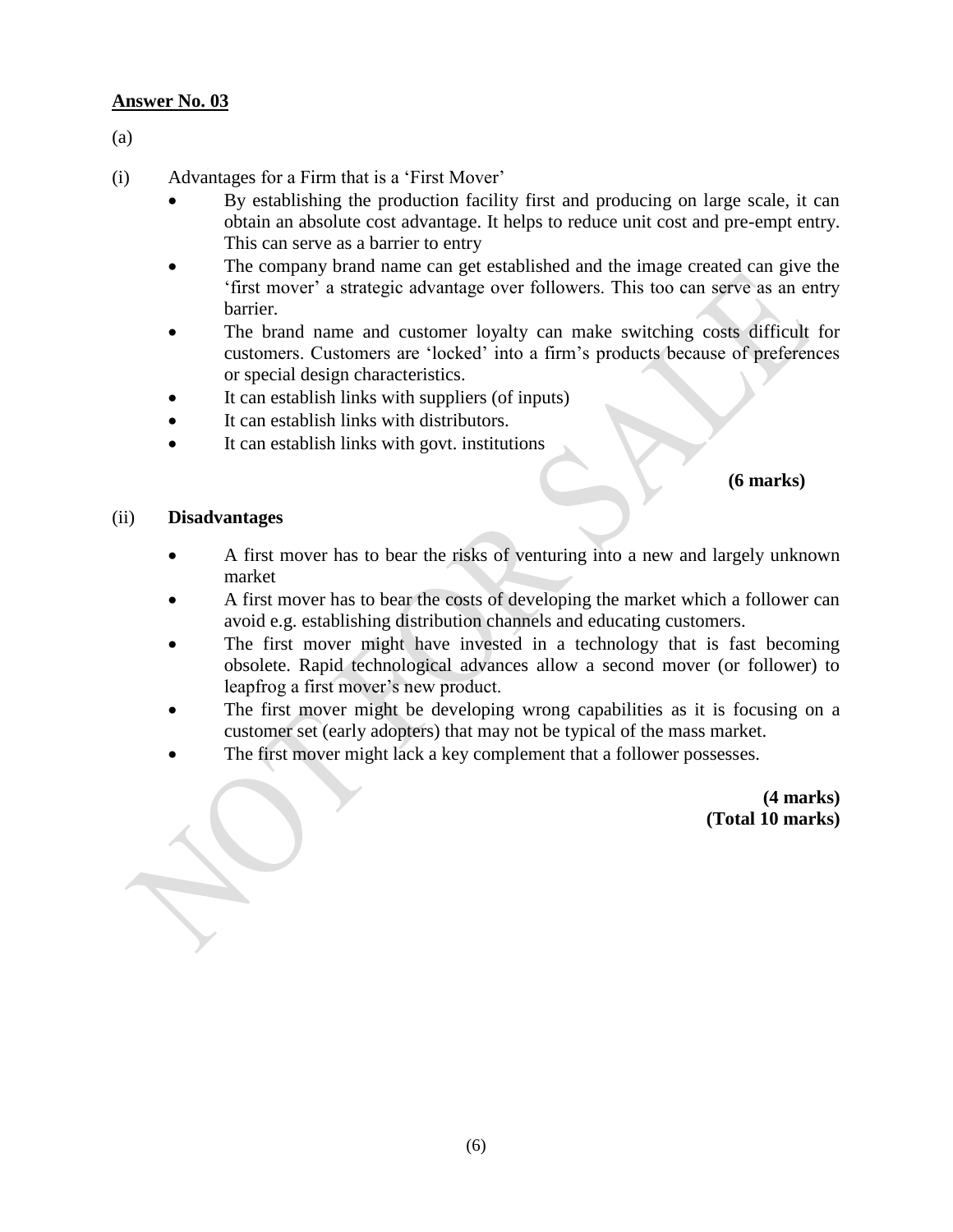**Answer No. 03**

(a)

(i) Advantages for a Firm that is a 'First Mover'

- By establishing the production facility first and producing on large scale, it can obtain an absolute cost advantage. It helps to reduce unit cost and pre-empt entry. This can serve as a barrier to entry
- The company brand name can get established and the image created can give the 'first mover' a strategic advantage over followers. This too can serve as an entry barrier.
- The brand name and customer loyalty can make switching costs difficult for customers. Customers are 'locked' into a firm's products because of preferences or special design characteristics.
- It can establish links with suppliers (of inputs)
- It can establish links with distributors.
- It can establish links with govt. institutions

**(6 marks)**

(ii) **Disadvantages**

- A first mover has to bear the risks of venturing into a new and largely unknown market
- A first mover has to bear the costs of developing the market which a follower can avoid e.g. establishing distribution channels and educating customers.
- The first mover might have invested in a technology that is fast becoming obsolete. Rapid technological advances allow a second mover (or follower) to leapfrog a first mover's new product.
- The first mover might be developing wrong capabilities as it is focusing on a customer set (early adopters) that may not be typical of the mass market.
- The first mover might lack a key complement that a follower possesses.

**(4 marks)**
**(Total 10 marks)**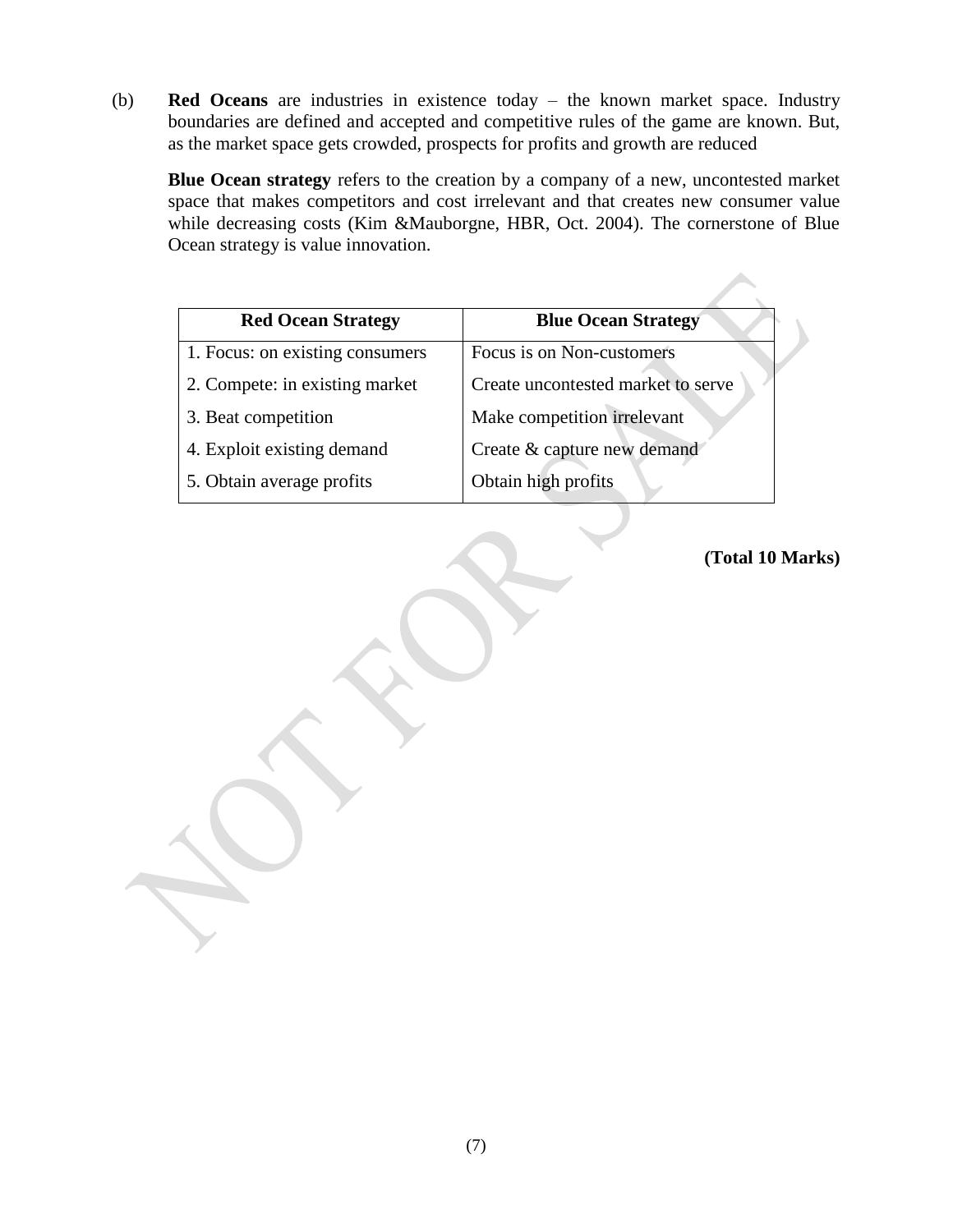(b) **Red Oceans** are industries in existence today – the known market space. Industry boundaries are defined and accepted and competitive rules of the game are known. But, as the market space gets crowded, prospects for profits and growth are reduced

**Blue Ocean strategy** refers to the creation by a company of a new, uncontested market space that makes competitors and cost irrelevant and that creates new consumer value while decreasing costs (Kim &Mauborgne, HBR, Oct. 2004). The cornerstone of Blue Ocean strategy is value innovation.

| Red Ocean Strategy | Blue Ocean Strategy |
|---|---|
| 1. Focus: on existing consumers | Focus is on Non-customers |
| 2. Compete: in existing market | Create uncontested market to serve |
| 3. Beat competition | Make competition irrelevant |
| 4. Exploit existing demand | Create & capture new demand |
| 5. Obtain average profits | Obtain high profits |

**(Total 10 Marks)**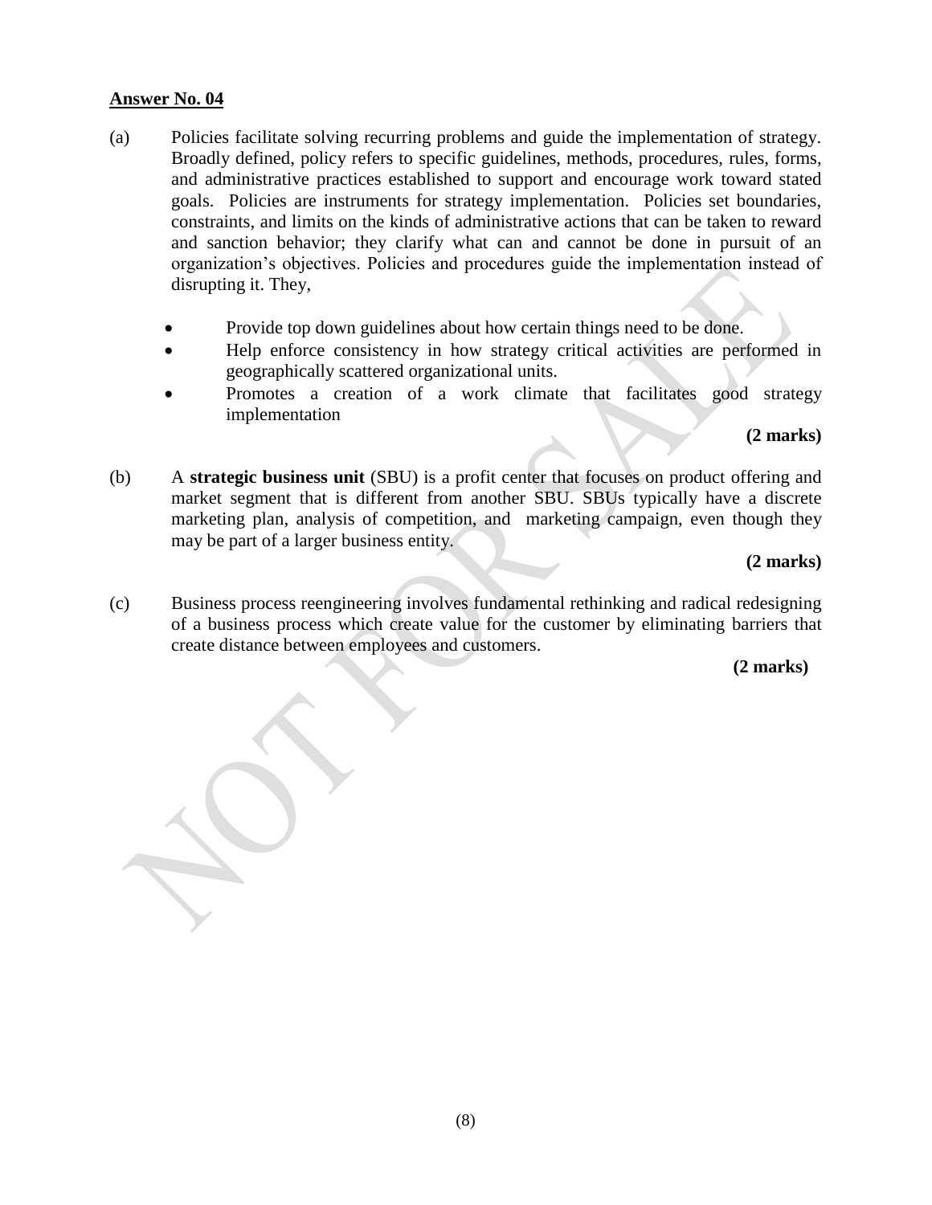**Answer No. 04**

(a) Policies facilitate solving recurring problems and guide the implementation of strategy. Broadly defined, policy refers to specific guidelines, methods, procedures, rules, forms, and administrative practices established to support and encourage work toward stated goals. Policies are instruments for strategy implementation. Policies set boundaries, constraints, and limits on the kinds of administrative actions that can be taken to reward and sanction behavior; they clarify what can and cannot be done in pursuit of an organization's objectives. Policies and procedures guide the implementation instead of disrupting it. They,

- Provide top down guidelines about how certain things need to be done.
- Help enforce consistency in how strategy critical activities are performed in geographically scattered organizational units.
- Promotes a creation of a work climate that facilitates good strategy implementation

**(2 marks)**

(b) A **strategic business unit** (SBU) is a profit center that focuses on product offering and market segment that is different from another SBU. SBUs typically have a discrete marketing plan, analysis of competition, and marketing campaign, even though they may be part of a larger business entity.

**(2 marks)**

(c) Business process reengineering involves fundamental rethinking and radical redesigning of a business process which create value for the customer by eliminating barriers that create distance between employees and customers.

**(2 marks)**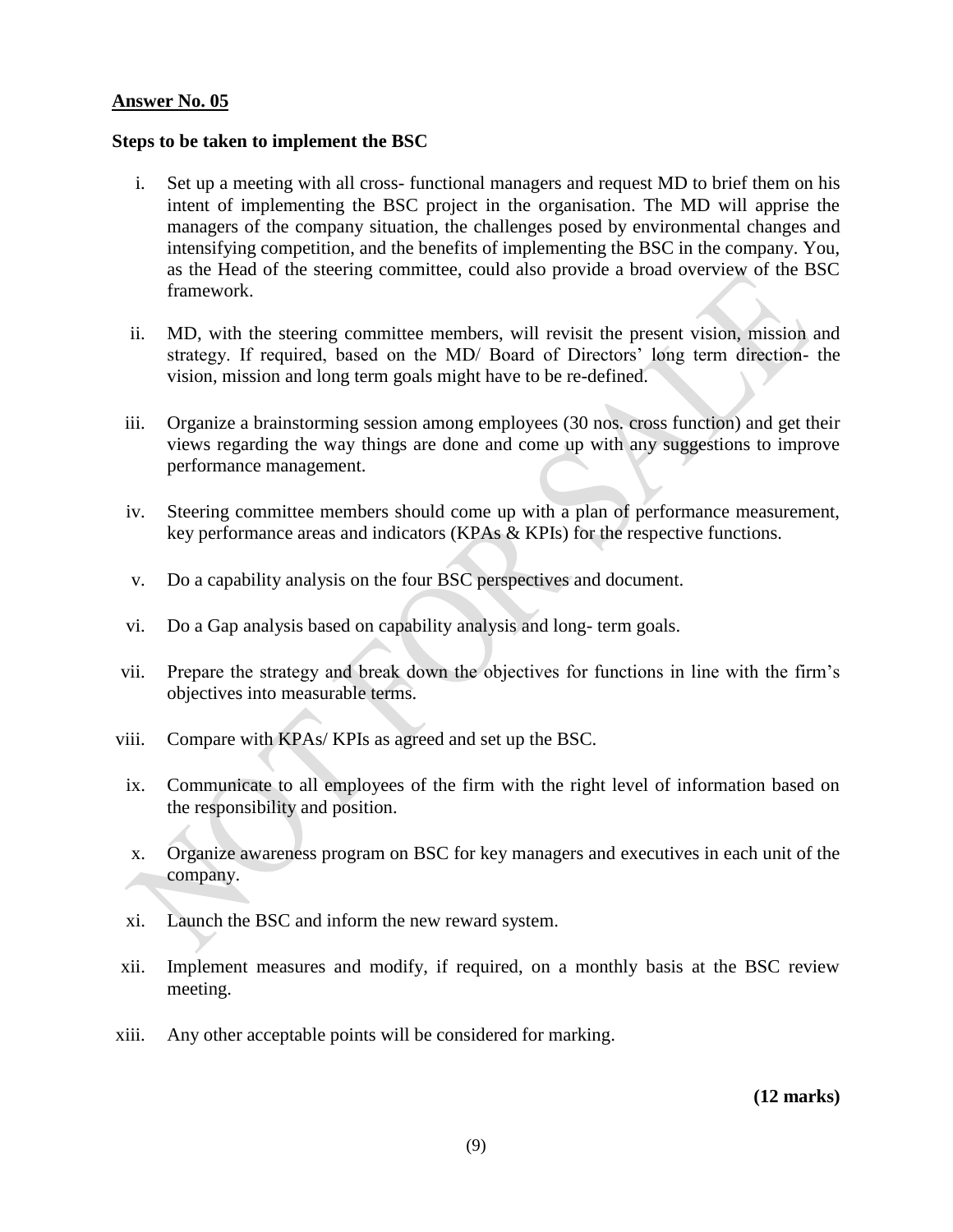**Answer No. 05**

**Steps to be taken to implement the BSC**

i. Set up a meeting with all cross- functional managers and request MD to brief them on his intent of implementing the BSC project in the organisation. The MD will apprise the managers of the company situation, the challenges posed by environmental changes and intensifying competition, and the benefits of implementing the BSC in the company. You, as the Head of the steering committee, could also provide a broad overview of the BSC framework.

ii. MD, with the steering committee members, will revisit the present vision, mission and strategy. If required, based on the MD/ Board of Directors' long term direction- the vision, mission and long term goals might have to be re-defined.

iii. Organize a brainstorming session among employees (30 nos. cross function) and get their views regarding the way things are done and come up with any suggestions to improve performance management.

iv. Steering committee members should come up with a plan of performance measurement, key performance areas and indicators (KPAs & KPIs) for the respective functions.

v. Do a capability analysis on the four BSC perspectives and document.

vi. Do a Gap analysis based on capability analysis and long- term goals.

vii. Prepare the strategy and break down the objectives for functions in line with the firm's objectives into measurable terms.

viii. Compare with KPAs/ KPIs as agreed and set up the BSC.

ix. Communicate to all employees of the firm with the right level of information based on the responsibility and position.

x. Organize awareness program on BSC for key managers and executives in each unit of the company.

xi. Launch the BSC and inform the new reward system.

xii. Implement measures and modify, if required, on a monthly basis at the BSC review meeting.

xiii. Any other acceptable points will be considered for marking.

**(12 marks)**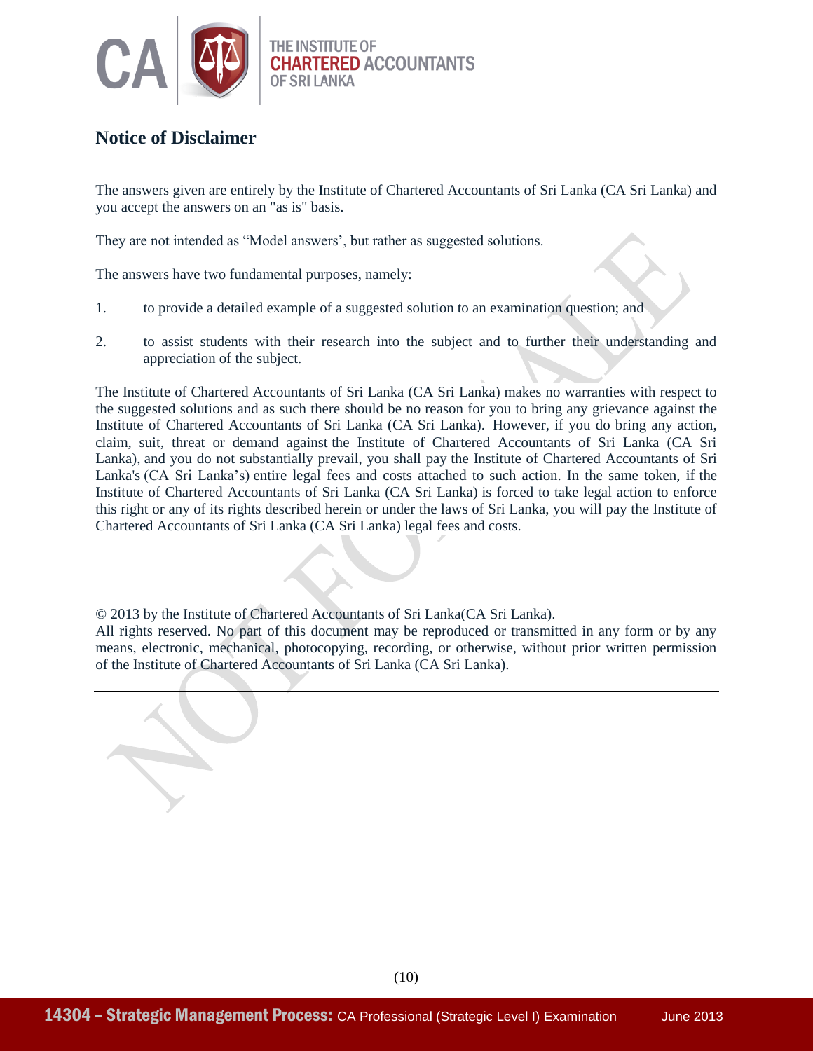## Notice of Disclaimer

The answers given are entirely by the Institute of Chartered Accountants of Sri Lanka (CA Sri Lanka) and you accept the answers on an "as is" basis.

They are not intended as "Model answers', but rather as suggested solutions.

The answers have two fundamental purposes, namely:

1. to provide a detailed example of a suggested solution to an examination question; and

2. to assist students with their research into the subject and to further their understanding and appreciation of the subject.

The Institute of Chartered Accountants of Sri Lanka (CA Sri Lanka) makes no warranties with respect to the suggested solutions and as such there should be no reason for you to bring any grievance against the Institute of Chartered Accountants of Sri Lanka (CA Sri Lanka). However, if you do bring any action, claim, suit, threat or demand against the Institute of Chartered Accountants of Sri Lanka (CA Sri Lanka), and you do not substantially prevail, you shall pay the Institute of Chartered Accountants of Sri Lanka's (CA Sri Lanka's) entire legal fees and costs attached to such action. In the same token, if the Institute of Chartered Accountants of Sri Lanka (CA Sri Lanka) is forced to take legal action to enforce this right or any of its rights described herein or under the laws of Sri Lanka, you will pay the Institute of Chartered Accountants of Sri Lanka (CA Sri Lanka) legal fees and costs.

---

© 2013 by the Institute of Chartered Accountants of Sri Lanka(CA Sri Lanka).
All rights reserved. No part of this document may be reproduced or transmitted in any form or by any means, electronic, mechanical, photocopying, recording, or otherwise, without prior written permission of the Institute of Chartered Accountants of Sri Lanka (CA Sri Lanka).

---